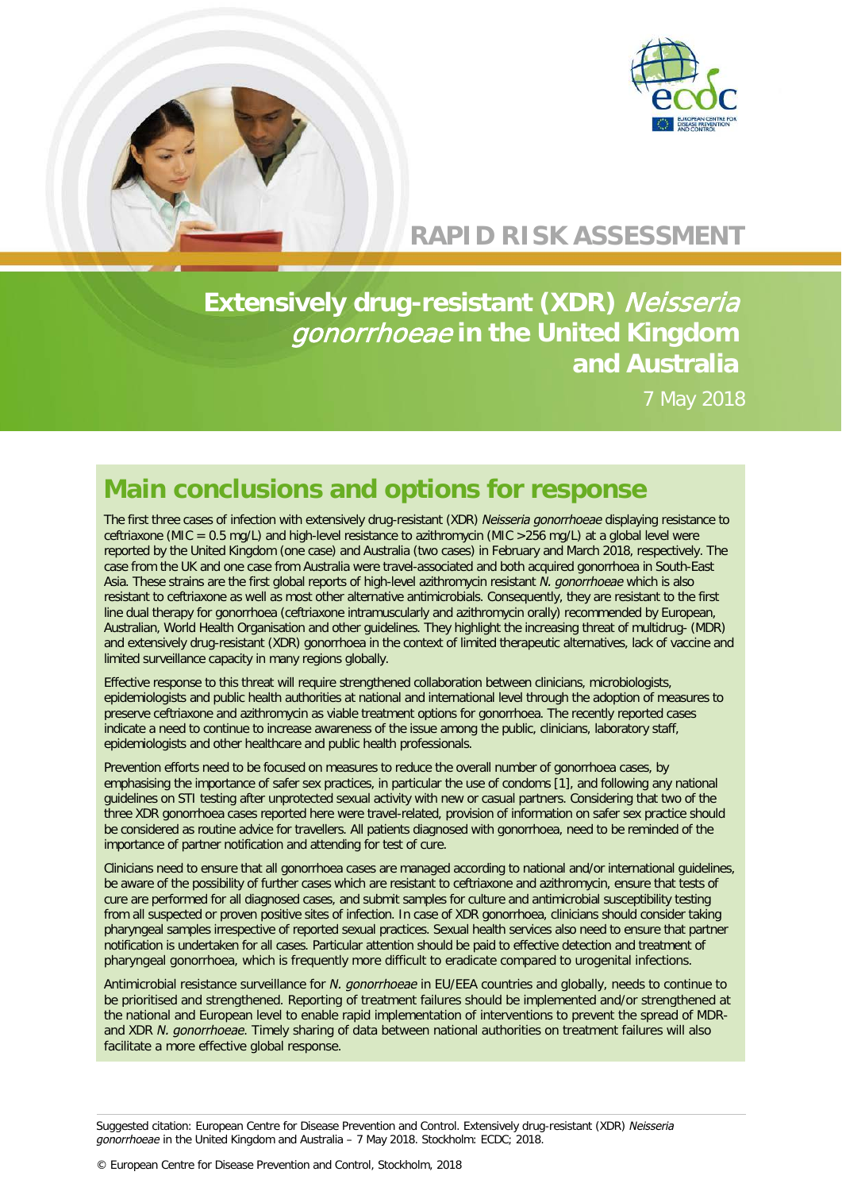# RAPID RISK ASSESSMENT

# Extensively drug-resistant (XDR) *Neisseria gonorrhoeae* in the United Kingdom and Australia

7 May 2018

## Main conclusions and options for response

The first three cases of infection with extensively drug-resistant (XDR) *Neisseria gonorrhoeae* displaying resistance to ceftriaxone (MIC = 0.5 mg/L) and high-level resistance to azithromycin (MIC >256 mg/L) at a global level were reported by the United Kingdom (one case) and Australia (two cases) in February and March 2018, respectively. The case from the UK and one case from Australia were travel-associated and both acquired gonorrhoea in South-East Asia. These strains are the first global reports of high-level azithromycin resistant *N. gonorrhoeae* which is also resistant to ceftriaxone as well as most other alternative antimicrobials. Consequently, they are resistant to the first line dual therapy for gonorrhoea (ceftriaxone intramuscularly and azithromycin orally) recommended by European, Australian, World Health Organisation and other guidelines. They highlight the increasing threat of multidrug- (MDR) and extensively drug-resistant (XDR) gonorrhoea in the context of limited therapeutic alternatives, lack of vaccine and limited surveillance capacity in many regions globally.

Effective response to this threat will require strengthened collaboration between clinicians, microbiologists, epidemiologists and public health authorities at national and international level through the adoption of measures to preserve ceftriaxone and azithromycin as viable treatment options for gonorrhoea. The recently reported cases indicate a need to continue to increase awareness of the issue among the public, clinicians, laboratory staff, epidemiologists and other healthcare and public health professionals.

Prevention efforts need to be focused on measures to reduce the overall number of gonorrhoea cases, by emphasising the importance of safer sex practices, in particular the use of condoms [1], and following any national guidelines on STI testing after unprotected sexual activity with new or casual partners. Considering that two of the three XDR gonorrhoea cases reported here were travel-related, provision of information on safer sex practice should be considered as routine advice for travellers. All patients diagnosed with gonorrhoea, need to be reminded of the importance of partner notification and attending for test of cure.

Clinicians need to ensure that all gonorrhoea cases are managed according to national and/or international guidelines, be aware of the possibility of further cases which are resistant to ceftriaxone and azithromycin, ensure that tests of cure are performed for all diagnosed cases, and submit samples for culture and antimicrobial susceptibility testing from all suspected or proven positive sites of infection. In case of XDR gonorrhoea, clinicians should consider taking pharyngeal samples irrespective of reported sexual practices. Sexual health services also need to ensure that partner notification is undertaken for all cases. Particular attention should be paid to effective detection and treatment of pharyngeal gonorrhoea, which is frequently more difficult to eradicate compared to urogenital infections.

Antimicrobial resistance surveillance for *N. gonorrhoeae* in EU/EEA countries and globally, needs to continue to be prioritised and strengthened. Reporting of treatment failures should be implemented and/or strengthened at the national and European level to enable rapid implementation of interventions to prevent the spread of MDR- and XDR *N. gonorrhoeae*. Timely sharing of data between national authorities on treatment failures will also facilitate a more effective global response.

Suggested citation: European Centre for Disease Prevention and Control. Extensively drug-resistant (XDR) *Neisseria gonorrhoeae* in the United Kingdom and Australia – 7 May 2018. Stockholm: ECDC; 2018.

© European Centre for Disease Prevention and Control, Stockholm, 2018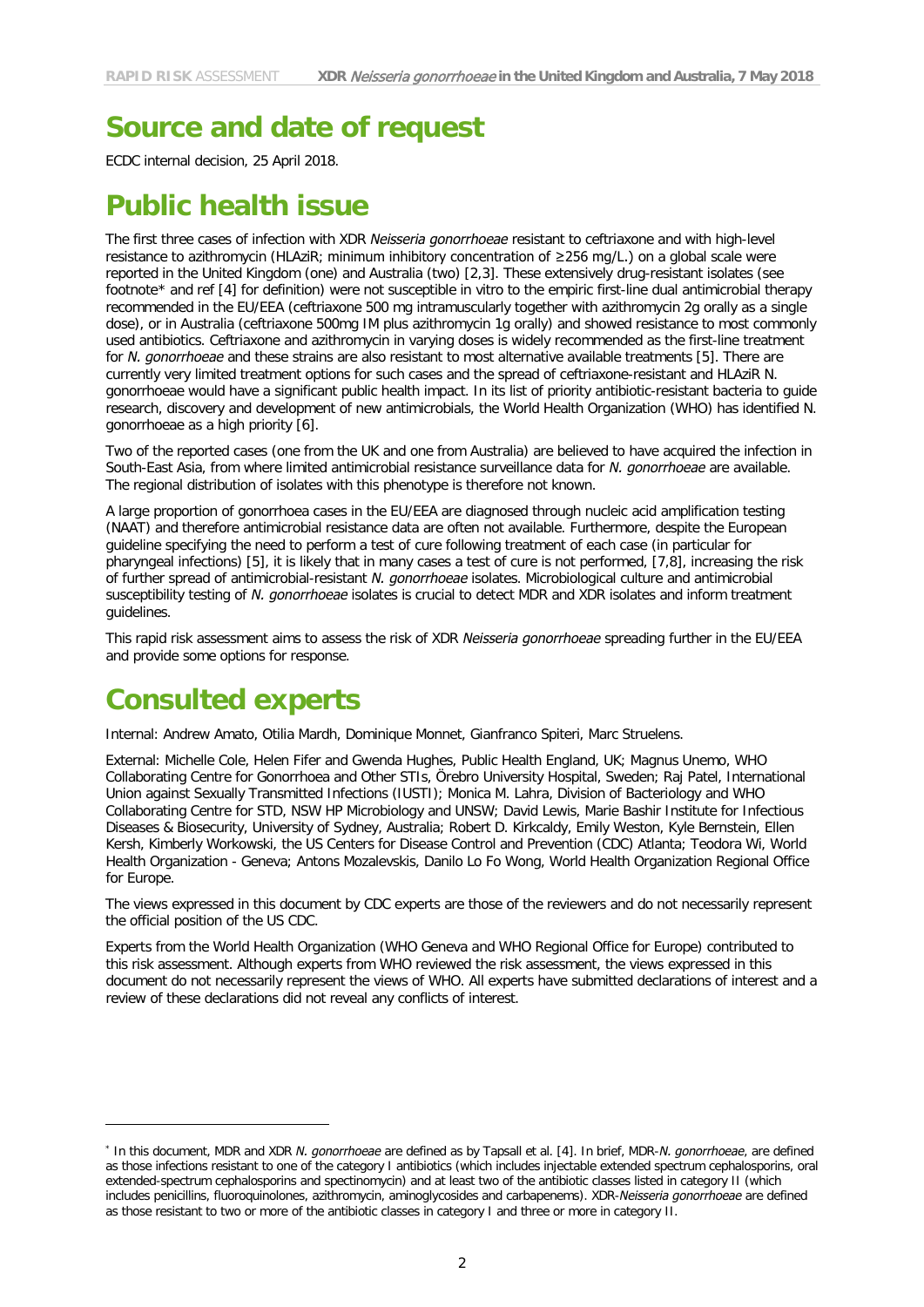# Source and date of request

ECDC internal decision, 25 April 2018.

# Public health issue

The first three cases of infection with XDR *Neisseria gonorrhoeae* resistant to ceftriaxone and with high-level resistance to azithromycin (HLAziR; minimum inhibitory concentration of ≥256 mg/L.) on a global scale were reported in the United Kingdom (one) and Australia (two) [2,3]. These extensively drug-resistant isolates (see footnote* and ref [4] for definition) were not susceptible in vitro to the empiric first-line dual antimicrobial therapy recommended in the EU/EEA (ceftriaxone 500 mg intramuscularly together with azithromycin 2g orally as a single dose), or in Australia (ceftriaxone 500mg IM plus azithromycin 1g orally) and showed resistance to most commonly used antibiotics. Ceftriaxone and azithromycin in varying doses is widely recommended as the first-line treatment for *N. gonorrhoeae* and these strains are also resistant to most alternative available treatments [5]. There are currently very limited treatment options for such cases and the spread of ceftriaxone-resistant and HLAziR N. gonorrhoeae would have a significant public health impact. In its list of priority antibiotic-resistant bacteria to guide research, discovery and development of new antimicrobials, the World Health Organization (WHO) has identified N. gonorrhoeae as a high priority [6].

Two of the reported cases (one from the UK and one from Australia) are believed to have acquired the infection in South-East Asia, from where limited antimicrobial resistance surveillance data for *N. gonorrhoeae* are available. The regional distribution of isolates with this phenotype is therefore not known.

A large proportion of gonorrhoea cases in the EU/EEA are diagnosed through nucleic acid amplification testing (NAAT) and therefore antimicrobial resistance data are often not available. Furthermore, despite the European guideline specifying the need to perform a test of cure following treatment of each case (in particular for pharyngeal infections) [5], it is likely that in many cases a test of cure is not performed, [7,8], increasing the risk of further spread of antimicrobial-resistant *N. gonorrhoeae* isolates. Microbiological culture and antimicrobial susceptibility testing of *N. gonorrhoeae* isolates is crucial to detect MDR and XDR isolates and inform treatment guidelines.

This rapid risk assessment aims to assess the risk of XDR *Neisseria gonorrhoeae* spreading further in the EU/EEA and provide some options for response.

# Consulted experts

Internal: Andrew Amato, Otilia Mardh, Dominique Monnet, Gianfranco Spiteri, Marc Struelens.

External: Michelle Cole, Helen Fifer and Gwenda Hughes, Public Health England, UK; Magnus Unemo, WHO Collaborating Centre for Gonorrhoea and Other STIs, Örebro University Hospital, Sweden; Raj Patel, International Union against Sexually Transmitted Infections (IUSTI); Monica M. Lahra, Division of Bacteriology and WHO Collaborating Centre for STD, NSW HP Microbiology and UNSW; David Lewis, Marie Bashir Institute for Infectious Diseases & Biosecurity, University of Sydney, Australia; Robert D. Kirkcaldy, Emily Weston, Kyle Bernstein, Ellen Kersh, Kimberly Workowski, the US Centers for Disease Control and Prevention (CDC) Atlanta; Teodora Wi, World Health Organization - Geneva; Antons Mozalevskis, Danilo Lo Fo Wong, World Health Organization Regional Office for Europe.

The views expressed in this document by CDC experts are those of the reviewers and do not necessarily represent the official position of the US CDC.

Experts from the World Health Organization (WHO Geneva and WHO Regional Office for Europe) contributed to this risk assessment. Although experts from WHO reviewed the risk assessment, the views expressed in this document do not necessarily represent the views of WHO. All experts have submitted declarations of interest and a review of these declarations did not reveal any conflicts of interest.

---

* In this document, MDR and XDR *N. gonorrhoeae* are defined as by Tapsall et al. [4]. In brief, MDR-*N. gonorrhoeae*, are defined as those infections resistant to one of the category I antibiotics (which includes injectable extended spectrum cephalosporins, oral extended-spectrum cephalosporins and spectinomycin) and at least two of the antibiotic classes listed in category II (which includes penicillins, fluoroquinolones, azithromycin, aminoglycosides and carbapenems). XDR-*Neisseria gonorrhoeae* are defined as those resistant to two or more of the antibiotic classes in category I and three or more in category II.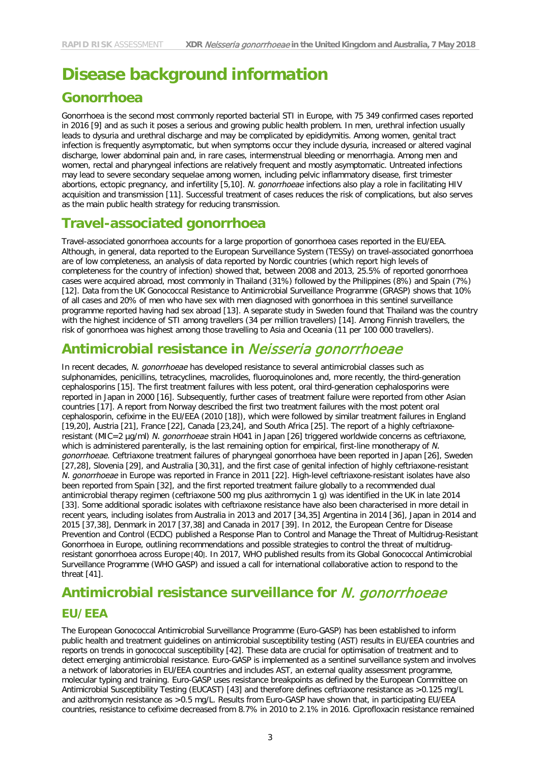# Disease background information

## Gonorrhoea

Gonorrhoea is the second most commonly reported bacterial STI in Europe, with 75 349 confirmed cases reported in 2016 [9] and as such it poses a serious and growing public health problem. In men, urethral infection usually leads to dysuria and urethral discharge and may be complicated by epididymitis. Among women, genital tract infection is frequently asymptomatic, but when symptoms occur they include dysuria, increased or altered vaginal discharge, lower abdominal pain and, in rare cases, intermenstrual bleeding or menorrhagia. Among men and women, rectal and pharyngeal infections are relatively frequent and mostly asymptomatic. Untreated infections may lead to severe secondary sequelae among women, including pelvic inflammatory disease, first trimester abortions, ectopic pregnancy, and infertility [5,10]. *N. gonorrhoeae* infections also play a role in facilitating HIV acquisition and transmission [11]. Successful treatment of cases reduces the risk of complications, but also serves as the main public health strategy for reducing transmission.

## Travel-associated gonorrhoea

Travel-associated gonorrhoea accounts for a large proportion of gonorrhoea cases reported in the EU/EEA. Although, in general, data reported to the European Surveillance System (TESSy) on travel-associated gonorrhoea are of low completeness, an analysis of data reported by Nordic countries (which report high levels of completeness for the country of infection) showed that, between 2008 and 2013, 25.5% of reported gonorrhoea cases were acquired abroad, most commonly in Thailand (31%) followed by the Philippines (8%) and Spain (7%) [12]. Data from the UK Gonococcal Resistance to Antimicrobial Surveillance Programme (GRASP) shows that 10% of all cases and 20% of men who have sex with men diagnosed with gonorrhoea in this sentinel surveillance programme reported having had sex abroad [13]. A separate study in Sweden found that Thailand was the country with the highest incidence of STI among travellers (34 per million travellers) [14]. Among Finnish travellers, the risk of gonorrhoea was highest among those travelling to Asia and Oceania (11 per 100 000 travellers).

## Antimicrobial resistance in *Neisseria gonorrhoeae*

In recent decades, *N. gonorrhoeae* has developed resistance to several antimicrobial classes such as sulphonamides, penicillins, tetracyclines, macrolides, fluoroquinolones and, more recently, the third-generation cephalosporins [15]. The first treatment failures with less potent, oral third-generation cephalosporins were reported in Japan in 2000 [16]. Subsequently, further cases of treatment failure were reported from other Asian countries [17]. A report from Norway described the first two treatment failures with the most potent oral cephalosporin, cefixime in the EU/EEA (2010 [18]), which were followed by similar treatment failures in England [19,20], Austria [21], France [22], Canada [23,24], and South Africa [25]. The report of a highly ceftriaxone-resistant (MIC=2 µg/ml) *N. gonorrhoeae* strain H041 in Japan [26] triggered worldwide concerns as ceftriaxone, which is administered parenterally, is the last remaining option for empirical, first-line monotherapy of *N. gonorrhoeae*. Ceftriaxone treatment failures of pharyngeal gonorrhoea have been reported in Japan [26], Sweden [27,28], Slovenia [29], and Australia [30,31], and the first case of genital infection of highly ceftriaxone-resistant *N. gonorrhoeae* in Europe was reported in France in 2011 [22]. High-level ceftriaxone-resistant isolates have also been reported from Spain [32], and the first reported treatment failure globally to a recommended dual antimicrobial therapy regimen (ceftriaxone 500 mg plus azithromycin 1 g) was identified in the UK in late 2014 [33]. Some additional sporadic isolates with ceftriaxone resistance have also been characterised in more detail in recent years, including isolates from Australia in 2013 and 2017 [34,35] Argentina in 2014 [36], Japan in 2014 and 2015 [37,38], Denmark in 2017 [37,38] and Canada in 2017 [39]. In 2012, the European Centre for Disease Prevention and Control (ECDC) published a Response Plan to Control and Manage the Threat of Multidrug-Resistant Gonorrhoea in Europe, outlining recommendations and possible strategies to control the threat of multidrug-resistant gonorrhoea across Europe [40]. In 2017, WHO published results from its Global Gonococcal Antimicrobial Surveillance Programme (WHO GASP) and issued a call for international collaborative action to respond to the threat [41].

## Antimicrobial resistance surveillance for *N. gonorrhoeae*

### EU/EEA

The European Gonococcal Antimicrobial Surveillance Programme (Euro-GASP) has been established to inform public health and treatment guidelines on antimicrobial susceptibility testing (AST) results in EU/EEA countries and reports on trends in gonococcal susceptibility [42]. These data are crucial for optimisation of treatment and to detect emerging antimicrobial resistance. Euro-GASP is implemented as a sentinel surveillance system and involves a network of laboratories in EU/EEA countries and includes AST, an external quality assessment programme, molecular typing and training. Euro-GASP uses resistance breakpoints as defined by the European Committee on Antimicrobial Susceptibility Testing (EUCAST) [43] and therefore defines ceftriaxone resistance as >0.125 mg/L and azithromycin resistance as >0.5 mg/L. Results from Euro-GASP have shown that, in participating EU/EEA countries, resistance to cefixime decreased from 8.7% in 2010 to 2.1% in 2016. Ciprofloxacin resistance remained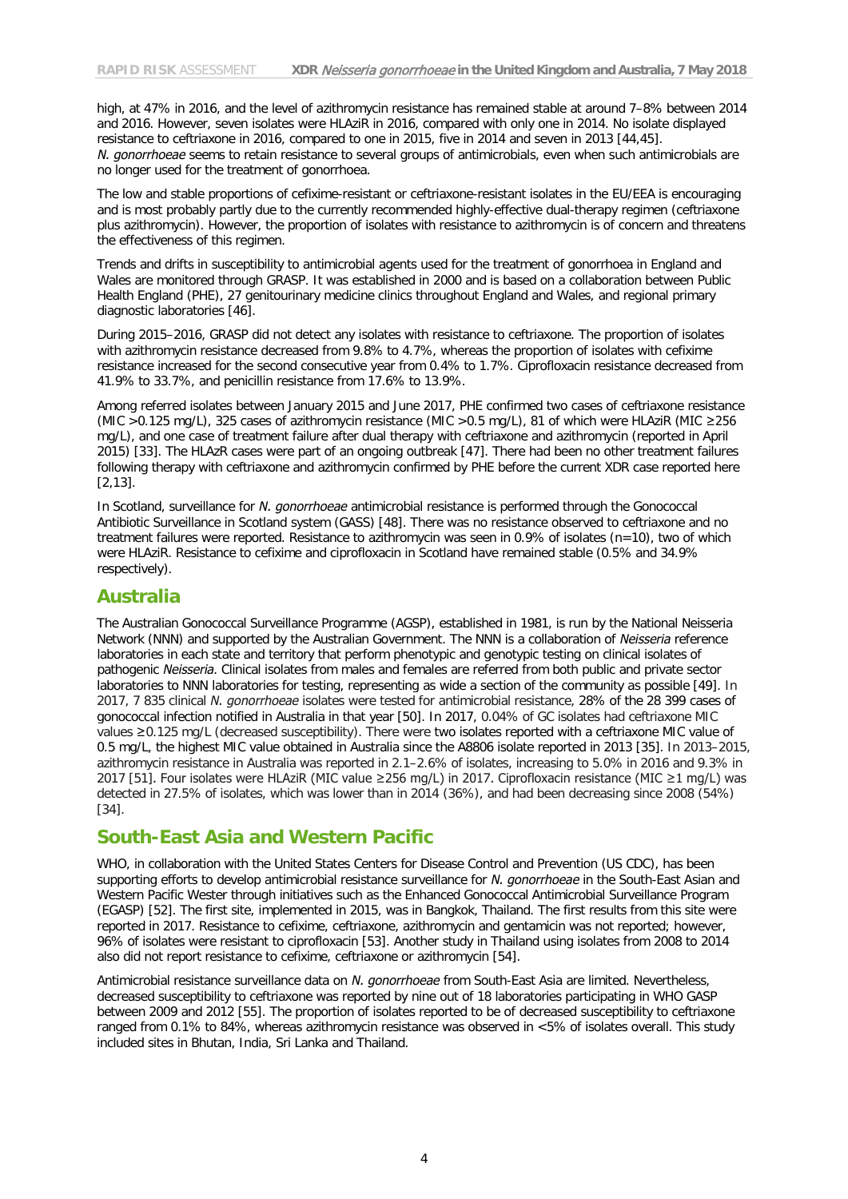high, at 47% in 2016, and the level of azithromycin resistance has remained stable at around 7–8% between 2014 and 2016. However, seven isolates were HLAziR in 2016, compared with only one in 2014. No isolate displayed resistance to ceftriaxone in 2016, compared to one in 2015, five in 2014 and seven in 2013 [44,45]. *N. gonorrhoeae* seems to retain resistance to several groups of antimicrobials, even when such antimicrobials are no longer used for the treatment of gonorrhoea.

The low and stable proportions of cefixime-resistant or ceftriaxone-resistant isolates in the EU/EEA is encouraging and is most probably partly due to the currently recommended highly-effective dual-therapy regimen (ceftriaxone plus azithromycin). However, the proportion of isolates with resistance to azithromycin is of concern and threatens the effectiveness of this regimen.

Trends and drifts in susceptibility to antimicrobial agents used for the treatment of gonorrhoea in England and Wales are monitored through GRASP. It was established in 2000 and is based on a collaboration between Public Health England (PHE), 27 genitourinary medicine clinics throughout England and Wales, and regional primary diagnostic laboratories [46].

During 2015–2016, GRASP did not detect any isolates with resistance to ceftriaxone. The proportion of isolates with azithromycin resistance decreased from 9.8% to 4.7%, whereas the proportion of isolates with cefixime resistance increased for the second consecutive year from 0.4% to 1.7%. Ciprofloxacin resistance decreased from 41.9% to 33.7%, and penicillin resistance from 17.6% to 13.9%.

Among referred isolates between January 2015 and June 2017, PHE confirmed two cases of ceftriaxone resistance (MIC >0.125 mg/L), 325 cases of azithromycin resistance (MIC >0.5 mg/L), 81 of which were HLAziR (MIC ≥256 mg/L), and one case of treatment failure after dual therapy with ceftriaxone and azithromycin (reported in April 2015) [33]. The HLAzR cases were part of an ongoing outbreak [47]. There had been no other treatment failures following therapy with ceftriaxone and azithromycin confirmed by PHE before the current XDR case reported here [2,13].

In Scotland, surveillance for *N. gonorrhoeae* antimicrobial resistance is performed through the Gonococcal Antibiotic Surveillance in Scotland system (GASS) [48]. There was no resistance observed to ceftriaxone and no treatment failures were reported. Resistance to azithromycin was seen in 0.9% of isolates (n=10), two of which were HLAziR. Resistance to cefixime and ciprofloxacin in Scotland have remained stable (0.5% and 34.9% respectively).

## Australia

The Australian Gonococcal Surveillance Programme (AGSP), established in 1981, is run by the National Neisseria Network (NNN) and supported by the Australian Government. The NNN is a collaboration of *Neisseria* reference laboratories in each state and territory that perform phenotypic and genotypic testing on clinical isolates of pathogenic *Neisseria*. Clinical isolates from males and females are referred from both public and private sector laboratories to NNN laboratories for testing, representing as wide a section of the community as possible [49]. In 2017, 7 835 clinical *N. gonorrhoeae* isolates were tested for antimicrobial resistance, 28% of the 28 399 cases of gonococcal infection notified in Australia in that year [50]. In 2017, 0.04% of GC isolates had ceftriaxone MIC values ≥0.125 mg/L (decreased susceptibility). There were two isolates reported with a ceftriaxone MIC value of 0.5 mg/L, the highest MIC value obtained in Australia since the A8806 isolate reported in 2013 [35]. In 2013–2015, azithromycin resistance in Australia was reported in 2.1–2.6% of isolates, increasing to 5.0% in 2016 and 9.3% in 2017 [51]. Four isolates were HLAziR (MIC value ≥256 mg/L) in 2017. Ciprofloxacin resistance (MIC ≥1 mg/L) was detected in 27.5% of isolates, which was lower than in 2014 (36%), and had been decreasing since 2008 (54%) [34].

## South-East Asia and Western Pacific

WHO, in collaboration with the United States Centers for Disease Control and Prevention (US CDC), has been supporting efforts to develop antimicrobial resistance surveillance for *N. gonorrhoeae* in the South-East Asian and Western Pacific Wester through initiatives such as the Enhanced Gonococcal Antimicrobial Surveillance Program (EGASP) [52]. The first site, implemented in 2015, was in Bangkok, Thailand. The first results from this site were reported in 2017. Resistance to cefixime, ceftriaxone, azithromycin and gentamicin was not reported; however, 96% of isolates were resistant to ciprofloxacin [53]. Another study in Thailand using isolates from 2008 to 2014 also did not report resistance to cefixime, ceftriaxone or azithromycin [54].

Antimicrobial resistance surveillance data on *N. gonorrhoeae* from South-East Asia are limited. Nevertheless, decreased susceptibility to ceftriaxone was reported by nine out of 18 laboratories participating in WHO GASP between 2009 and 2012 [55]. The proportion of isolates reported to be of decreased susceptibility to ceftriaxone ranged from 0.1% to 84%, whereas azithromycin resistance was observed in <5% of isolates overall. This study included sites in Bhutan, India, Sri Lanka and Thailand.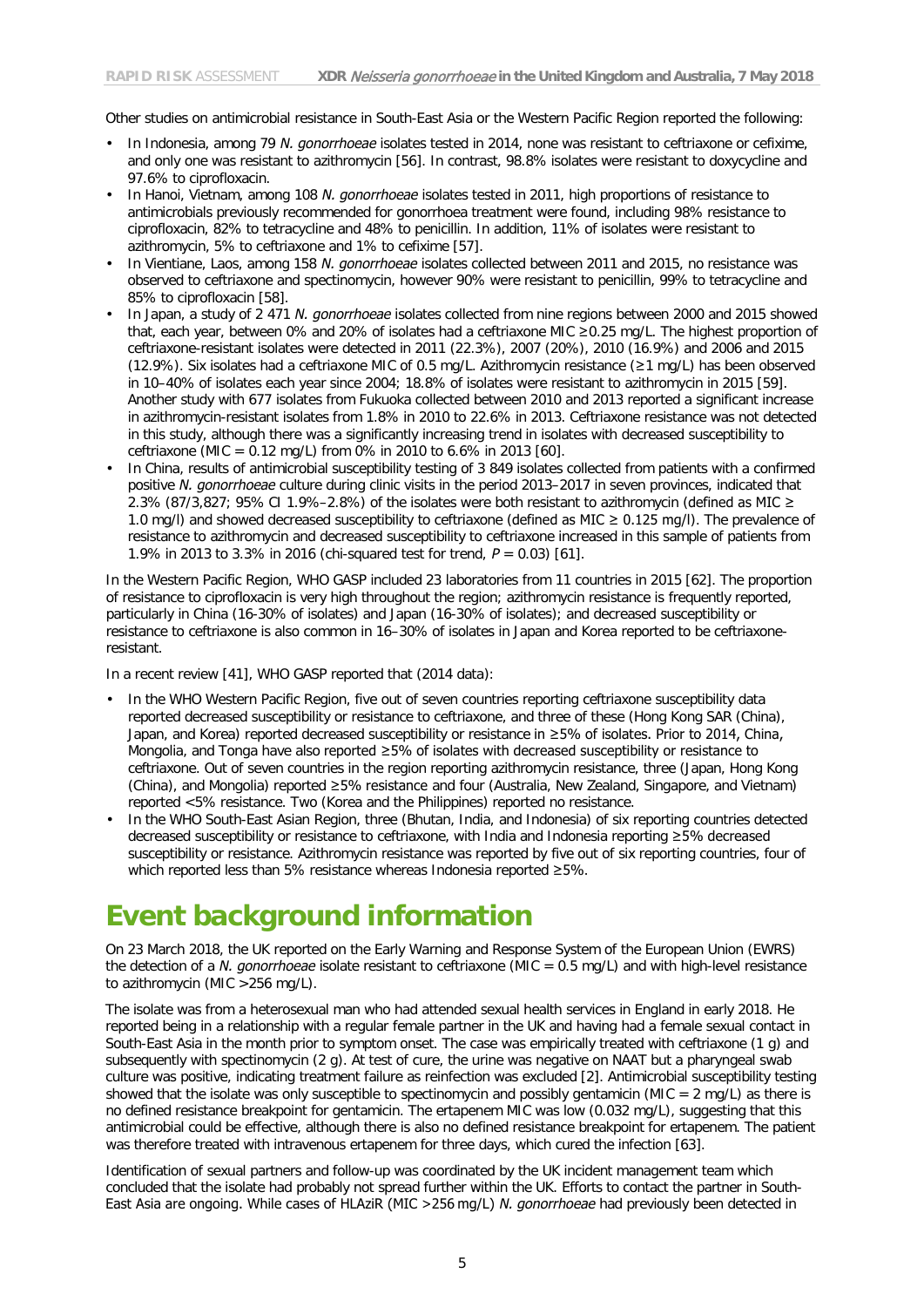Other studies on antimicrobial resistance in South-East Asia or the Western Pacific Region reported the following:

- In Indonesia, among 79 *N. gonorrhoeae* isolates tested in 2014, none was resistant to ceftriaxone or cefixime, and only one was resistant to azithromycin [56]. In contrast, 98.8% isolates were resistant to doxycycline and 97.6% to ciprofloxacin.
- In Hanoi, Vietnam, among 108 *N. gonorrhoeae* isolates tested in 2011, high proportions of resistance to antimicrobials previously recommended for gonorrhoea treatment were found, including 98% resistance to ciprofloxacin, 82% to tetracycline and 48% to penicillin. In addition, 11% of isolates were resistant to azithromycin, 5% to ceftriaxone and 1% to cefixime [57].
- In Vientiane, Laos, among 158 *N. gonorrhoeae* isolates collected between 2011 and 2015, no resistance was observed to ceftriaxone and spectinomycin, however 90% were resistant to penicillin, 99% to tetracycline and 85% to ciprofloxacin [58].
- In Japan, a study of 2 471 *N. gonorrhoeae* isolates collected from nine regions between 2000 and 2015 showed that, each year, between 0% and 20% of isolates had a ceftriaxone MIC ≥0.25 mg/L. The highest proportion of ceftriaxone-resistant isolates were detected in 2011 (22.3%), 2007 (20%), 2010 (16.9%) and 2006 and 2015 (12.9%). Six isolates had a ceftriaxone MIC of 0.5 mg/L. Azithromycin resistance (≥1 mg/L) has been observed in 10–40% of isolates each year since 2004; 18.8% of isolates were resistant to azithromycin in 2015 [59]. Another study with 677 isolates from Fukuoka collected between 2010 and 2013 reported a significant increase in azithromycin-resistant isolates from 1.8% in 2010 to 22.6% in 2013. Ceftriaxone resistance was not detected in this study, although there was a significantly increasing trend in isolates with decreased susceptibility to ceftriaxone (MIC = 0.12 mg/L) from 0% in 2010 to 6.6% in 2013 [60].
- In China, results of antimicrobial susceptibility testing of 3 849 isolates collected from patients with a confirmed positive *N. gonorrhoeae* culture during clinic visits in the period 2013–2017 in seven provinces, indicated that 2.3% (87/3,827; 95% CI 1.9%–2.8%) of the isolates were both resistant to azithromycin (defined as MIC ≥ 1.0 mg/l) and showed decreased susceptibility to ceftriaxone (defined as MIC ≥ 0.125 mg/l). The prevalence of resistance to azithromycin and decreased susceptibility to ceftriaxone increased in this sample of patients from 1.9% in 2013 to 3.3% in 2016 (chi-squared test for trend, $P = 0.03$) [61].

In the Western Pacific Region, WHO GASP included 23 laboratories from 11 countries in 2015 [62]. The proportion of resistance to ciprofloxacin is very high throughout the region; azithromycin resistance is frequently reported, particularly in China (16-30% of isolates) and Japan (16-30% of isolates); and decreased susceptibility or resistance to ceftriaxone is also common in 16–30% of isolates in Japan and Korea reported to be ceftriaxone-resistant.

In a recent review [41], WHO GASP reported that (2014 data):

- In the WHO Western Pacific Region, five out of seven countries reporting ceftriaxone susceptibility data reported decreased susceptibility or resistance to ceftriaxone, and three of these (Hong Kong SAR (China), Japan, and Korea) reported decreased susceptibility or resistance in ≥5% of isolates. Prior to 2014, China, Mongolia, and Tonga have also reported ≥5% of isolates with decreased susceptibility or resistance to ceftriaxone. Out of seven countries in the region reporting azithromycin resistance, three (Japan, Hong Kong (China), and Mongolia) reported ≥5% resistance and four (Australia, New Zealand, Singapore, and Vietnam) reported <5% resistance. Two (Korea and the Philippines) reported no resistance.
- In the WHO South-East Asian Region, three (Bhutan, India, and Indonesia) of six reporting countries detected decreased susceptibility or resistance to ceftriaxone, with India and Indonesia reporting ≥5% decreased susceptibility or resistance. Azithromycin resistance was reported by five out of six reporting countries, four of which reported less than 5% resistance whereas Indonesia reported ≥5%.

# Event background information

On 23 March 2018, the UK reported on the Early Warning and Response System of the European Union (EWRS) the detection of a *N. gonorrhoeae* isolate resistant to ceftriaxone (MIC = 0.5 mg/L) and with high-level resistance to azithromycin (MIC >256 mg/L).

The isolate was from a heterosexual man who had attended sexual health services in England in early 2018. He reported being in a relationship with a regular female partner in the UK and having had a female sexual contact in South-East Asia in the month prior to symptom onset. The case was empirically treated with ceftriaxone (1 g) and subsequently with spectinomycin (2 g). At test of cure, the urine was negative on NAAT but a pharyngeal swab culture was positive, indicating treatment failure as reinfection was excluded [2]. Antimicrobial susceptibility testing showed that the isolate was only susceptible to spectinomycin and possibly gentamicin (MIC = 2 mg/L) as there is no defined resistance breakpoint for gentamicin. The ertapenem MIC was low (0.032 mg/L), suggesting that this antimicrobial could be effective, although there is also no defined resistance breakpoint for ertapenem. The patient was therefore treated with intravenous ertapenem for three days, which cured the infection [63].

Identification of sexual partners and follow-up was coordinated by the UK incident management team which concluded that the isolate had probably not spread further within the UK. Efforts to contact the partner in South-East Asia are ongoing. While cases of HLAziR (MIC >256 mg/L) *N. gonorrhoeae* had previously been detected in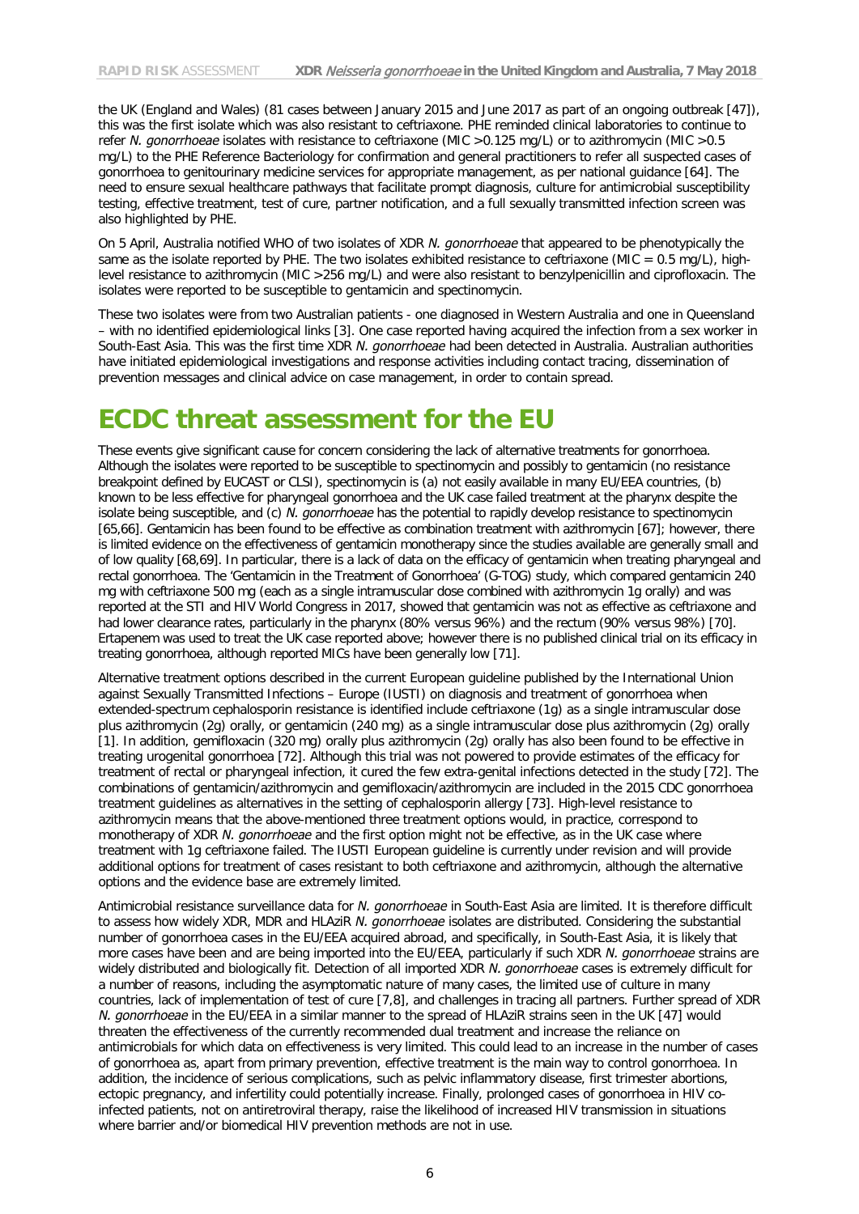the UK (England and Wales) (81 cases between January 2015 and June 2017 as part of an ongoing outbreak [47]), this was the first isolate which was also resistant to ceftriaxone. PHE reminded clinical laboratories to continue to refer *N. gonorrhoeae* isolates with resistance to ceftriaxone (MIC >0.125 mg/L) or to azithromycin (MIC >0.5 mg/L) to the PHE Reference Bacteriology for confirmation and general practitioners to refer all suspected cases of gonorrhoea to genitourinary medicine services for appropriate management, as per national guidance [64]. The need to ensure sexual healthcare pathways that facilitate prompt diagnosis, culture for antimicrobial susceptibility testing, effective treatment, test of cure, partner notification, and a full sexually transmitted infection screen was also highlighted by PHE.

On 5 April, Australia notified WHO of two isolates of XDR *N. gonorrhoeae* that appeared to be phenotypically the same as the isolate reported by PHE. The two isolates exhibited resistance to ceftriaxone (MIC = 0.5 mg/L), high-level resistance to azithromycin (MIC >256 mg/L) and were also resistant to benzylpenicillin and ciprofloxacin. The isolates were reported to be susceptible to gentamicin and spectinomycin.

These two isolates were from two Australian patients - one diagnosed in Western Australia and one in Queensland – with no identified epidemiological links [3]. One case reported having acquired the infection from a sex worker in South-East Asia. This was the first time XDR *N. gonorrhoeae* had been detected in Australia. Australian authorities have initiated epidemiological investigations and response activities including contact tracing, dissemination of prevention messages and clinical advice on case management, in order to contain spread.

# ECDC threat assessment for the EU

These events give significant cause for concern considering the lack of alternative treatments for gonorrhoea. Although the isolates were reported to be susceptible to spectinomycin and possibly to gentamicin (no resistance breakpoint defined by EUCAST or CLSI), spectinomycin is (a) not easily available in many EU/EEA countries, (b) known to be less effective for pharyngeal gonorrhoea and the UK case failed treatment at the pharynx despite the isolate being susceptible, and (c) *N. gonorrhoeae* has the potential to rapidly develop resistance to spectinomycin [65,66]. Gentamicin has been found to be effective as combination treatment with azithromycin [67]; however, there is limited evidence on the effectiveness of gentamicin monotherapy since the studies available are generally small and of low quality [68,69]. In particular, there is a lack of data on the efficacy of gentamicin when treating pharyngeal and rectal gonorrhoea. The 'Gentamicin in the Treatment of Gonorrhoea' (G-TOG) study, which compared gentamicin 240 mg with ceftriaxone 500 mg (each as a single intramuscular dose combined with azithromycin 1g orally) and was reported at the STI and HIV World Congress in 2017, showed that gentamicin was not as effective as ceftriaxone and had lower clearance rates, particularly in the pharynx (80% versus 96%) and the rectum (90% versus 98%) [70]. Ertapenem was used to treat the UK case reported above; however there is no published clinical trial on its efficacy in treating gonorrhoea, although reported MICs have been generally low [71].

Alternative treatment options described in the current European guideline published by the International Union against Sexually Transmitted Infections – Europe (IUSTI) on diagnosis and treatment of gonorrhoea when extended-spectrum cephalosporin resistance is identified include ceftriaxone (1g) as a single intramuscular dose plus azithromycin (2g) orally, or gentamicin (240 mg) as a single intramuscular dose plus azithromycin (2g) orally [1]. In addition, gemifloxacin (320 mg) orally plus azithromycin (2g) orally has also been found to be effective in treating urogenital gonorrhoea [72]. Although this trial was not powered to provide estimates of the efficacy for treatment of rectal or pharyngeal infection, it cured the few extra-genital infections detected in the study [72]. The combinations of gentamicin/azithromycin and gemifloxacin/azithromycin are included in the 2015 CDC gonorrhoea treatment guidelines as alternatives in the setting of cephalosporin allergy [73]. High-level resistance to azithromycin means that the above-mentioned three treatment options would, in practice, correspond to monotherapy of XDR *N. gonorrhoeae* and the first option might not be effective, as in the UK case where treatment with 1g ceftriaxone failed. The IUSTI European guideline is currently under revision and will provide additional options for treatment of cases resistant to both ceftriaxone and azithromycin, although the alternative options and the evidence base are extremely limited.

Antimicrobial resistance surveillance data for *N. gonorrhoeae* in South-East Asia are limited. It is therefore difficult to assess how widely XDR, MDR and HLAziR *N. gonorrhoeae* isolates are distributed. Considering the substantial number of gonorrhoea cases in the EU/EEA acquired abroad, and specifically, in South-East Asia, it is likely that more cases have been and are being imported into the EU/EEA, particularly if such XDR *N. gonorrhoeae* strains are widely distributed and biologically fit. Detection of all imported XDR *N. gonorrhoeae* cases is extremely difficult for a number of reasons, including the asymptomatic nature of many cases, the limited use of culture in many countries, lack of implementation of test of cure [7,8], and challenges in tracing all partners. Further spread of XDR *N. gonorrhoeae* in the EU/EEA in a similar manner to the spread of HLAziR strains seen in the UK [47] would threaten the effectiveness of the currently recommended dual treatment and increase the reliance on antimicrobials for which data on effectiveness is very limited. This could lead to an increase in the number of cases of gonorrhoea as, apart from primary prevention, effective treatment is the main way to control gonorrhoea. In addition, the incidence of serious complications, such as pelvic inflammatory disease, first trimester abortions, ectopic pregnancy, and infertility could potentially increase. Finally, prolonged cases of gonorrhoea in HIV co-infected patients, not on antiretroviral therapy, raise the likelihood of increased HIV transmission in situations where barrier and/or biomedical HIV prevention methods are not in use.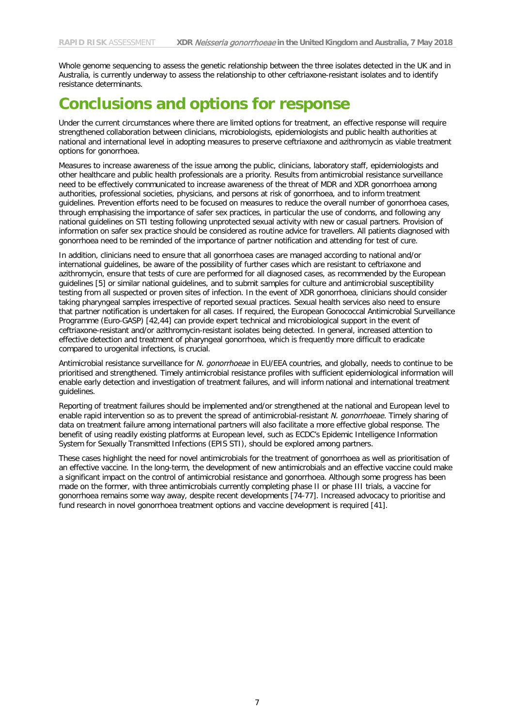Whole genome sequencing to assess the genetic relationship between the three isolates detected in the UK and in Australia, is currently underway to assess the relationship to other ceftriaxone-resistant isolates and to identify resistance determinants.

# Conclusions and options for response

Under the current circumstances where there are limited options for treatment, an effective response will require strengthened collaboration between clinicians, microbiologists, epidemiologists and public health authorities at national and international level in adopting measures to preserve ceftriaxone and azithromycin as viable treatment options for gonorrhoea.

Measures to increase awareness of the issue among the public, clinicians, laboratory staff, epidemiologists and other healthcare and public health professionals are a priority. Results from antimicrobial resistance surveillance need to be effectively communicated to increase awareness of the threat of MDR and XDR gonorrhoea among authorities, professional societies, physicians, and persons at risk of gonorrhoea, and to inform treatment guidelines. Prevention efforts need to be focused on measures to reduce the overall number of gonorrhoea cases, through emphasising the importance of safer sex practices, in particular the use of condoms, and following any national guidelines on STI testing following unprotected sexual activity with new or casual partners. Provision of information on safer sex practice should be considered as routine advice for travellers. All patients diagnosed with gonorrhoea need to be reminded of the importance of partner notification and attending for test of cure.

In addition, clinicians need to ensure that all gonorrhoea cases are managed according to national and/or international guidelines, be aware of the possibility of further cases which are resistant to ceftriaxone and azithromycin, ensure that tests of cure are performed for all diagnosed cases, as recommended by the European guidelines [5] or similar national guidelines, and to submit samples for culture and antimicrobial susceptibility testing from all suspected or proven sites of infection. In the event of XDR gonorrhoea, clinicians should consider taking pharyngeal samples irrespective of reported sexual practices. Sexual health services also need to ensure that partner notification is undertaken for all cases. If required, the European Gonococcal Antimicrobial Surveillance Programme (Euro-GASP) [42,44] can provide expert technical and microbiological support in the event of ceftriaxone-resistant and/or azithromycin-resistant isolates being detected. In general, increased attention to effective detection and treatment of pharyngeal gonorrhoea, which is frequently more difficult to eradicate compared to urogenital infections, is crucial.

Antimicrobial resistance surveillance for *N. gonorrhoeae* in EU/EEA countries, and globally, needs to continue to be prioritised and strengthened. Timely antimicrobial resistance profiles with sufficient epidemiological information will enable early detection and investigation of treatment failures, and will inform national and international treatment guidelines.

Reporting of treatment failures should be implemented and/or strengthened at the national and European level to enable rapid intervention so as to prevent the spread of antimicrobial-resistant *N. gonorrhoeae*. Timely sharing of data on treatment failure among international partners will also facilitate a more effective global response. The benefit of using readily existing platforms at European level, such as ECDC's Epidemic Intelligence Information System for Sexually Transmitted Infections (EPIS STI), should be explored among partners.

These cases highlight the need for novel antimicrobials for the treatment of gonorrhoea as well as prioritisation of an effective vaccine. In the long-term, the development of new antimicrobials and an effective vaccine could make a significant impact on the control of antimicrobial resistance and gonorrhoea. Although some progress has been made on the former, with three antimicrobials currently completing phase II or phase III trials, a vaccine for gonorrhoea remains some way away, despite recent developments [74-77]. Increased advocacy to prioritise and fund research in novel gonorrhoea treatment options and vaccine development is required [41].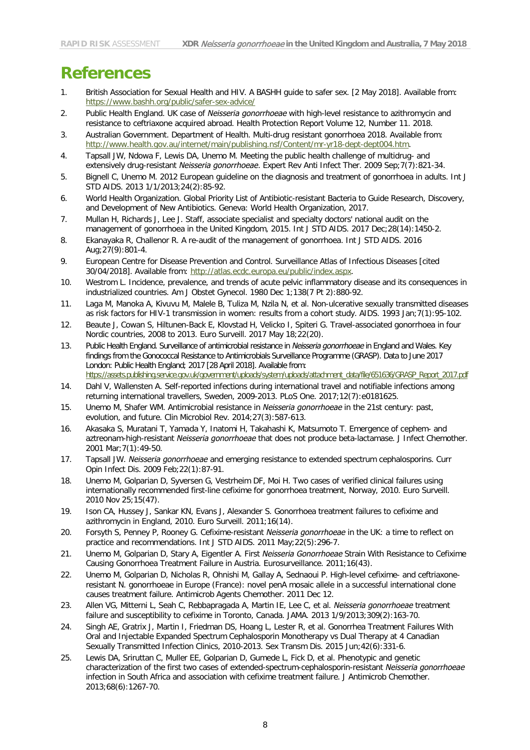# References

1. British Association for Sexual Health and HIV. A BASHH guide to safer sex. [2 May 2018]. Available from: https://www.bashh.org/public/safer-sex-advice/
2. Public Health England. UK case of *Neisseria gonorrhoeae* with high-level resistance to azithromycin and resistance to ceftriaxone acquired abroad. Health Protection Report Volume 12, Number 11. 2018.
3. Australian Government. Department of Health. Multi-drug resistant gonorrhoea 2018. Available from: http://www.health.gov.au/internet/main/publishing.nsf/Content/mr-yr18-dept-dept004.htm.
4. Tapsall JW, Ndowa F, Lewis DA, Unemo M. Meeting the public health challenge of multidrug- and extensively drug-resistant *Neisseria gonorrhoeae*. Expert Rev Anti Infect Ther. 2009 Sep;7(7):821-34.
5. Bignell C, Unemo M. 2012 European guideline on the diagnosis and treatment of gonorrhoea in adults. Int J STD AIDS. 2013 1/1/2013;24(2):85-92.
6. World Health Organization. Global Priority List of Antibiotic-resistant Bacteria to Guide Research, Discovery, and Development of New Antibiotics. Geneva: World Health Organization, 2017.
7. Mullan H, Richards J, Lee J. Staff, associate specialist and specialty doctors' national audit on the management of gonorrhoea in the United Kingdom, 2015. Int J STD AIDS. 2017 Dec;28(14):1450-2.
8. Ekanayaka R, Challenor R. A re-audit of the management of gonorrhoea. Int J STD AIDS. 2016 Aug;27(9):801-4.
9. European Centre for Disease Prevention and Control. Surveillance Atlas of Infectious Diseases [cited 30/04/2018]. Available from: http://atlas.ecdc.europa.eu/public/index.aspx.
10. Westrom L. Incidence, prevalence, and trends of acute pelvic inflammatory disease and its consequences in industrialized countries. Am J Obstet Gynecol. 1980 Dec 1;138(7 Pt 2):880-92.
11. Laga M, Manoka A, Kivuvu M, Malele B, Tuliza M, Nzila N, et al. Non-ulcerative sexually transmitted diseases as risk factors for HIV-1 transmission in women: results from a cohort study. AIDS. 1993 Jan;7(1):95-102.
12. Beaute J, Cowan S, Hiltunen-Back E, Klovstad H, Velicko I, Spiteri G. Travel-associated gonorrhoea in four Nordic countries, 2008 to 2013. Euro Surveill. 2017 May 18;22(20).
13. Public Health England. Surveillance of antimicrobial resistance in *Neisseria gonorrhoeae* in England and Wales. Key findings from the Gonococcal Resistance to Antimicrobials Surveillance Programme (GRASP). Data to June 2017 London: Public Health England; 2017 [28 April 2018]. Available from: https://assets.publishing.service.gov.uk/government/uploads/system/uploads/attachment_data/file/651636/GRASP_Report_2017.pdf
14. Dahl V, Wallensten A. Self-reported infections during international travel and notifiable infections among returning international travellers, Sweden, 2009-2013. PLoS One. 2017;12(7):e0181625.
15. Unemo M, Shafer WM. Antimicrobial resistance in *Neisseria gonorrhoeae* in the 21st century: past, evolution, and future. Clin Microbiol Rev. 2014;27(3):587-613.
16. Akasaka S, Muratani T, Yamada Y, Inatomi H, Takahashi K, Matsumoto T. Emergence of cephem- and aztreonam-high-resistant *Neisseria gonorrhoeae* that does not produce beta-lactamase. J Infect Chemother. 2001 Mar;7(1):49-50.
17. Tapsall JW. *Neisseria gonorrhoeae* and emerging resistance to extended spectrum cephalosporins. Curr Opin Infect Dis. 2009 Feb;22(1):87-91.
18. Unemo M, Golparian D, Syversen G, Vestrheim DF, Moi H. Two cases of verified clinical failures using internationally recommended first-line cefixime for gonorrhoea treatment, Norway, 2010. Euro Surveill. 2010 Nov 25;15(47).
19. Ison CA, Hussey J, Sankar KN, Evans J, Alexander S. Gonorrhoea treatment failures to cefixime and azithromycin in England, 2010. Euro Surveill. 2011;16(14).
20. Forsyth S, Penney P, Rooney G. Cefixime-resistant *Neisseria gonorrhoeae* in the UK: a time to reflect on practice and recommendations. Int J STD AIDS. 2011 May;22(5):296-7.
21. Unemo M, Golparian D, Stary A, Eigentler A. First *Neisseria Gonorrhoeae* Strain With Resistance to Cefixime Causing Gonorrhoea Treatment Failure in Austria. Eurosurveillance. 2011;16(43).
22. Unemo M, Golparian D, Nicholas R, Ohnishi M, Gallay A, Sednaoui P. High-level cefixime- and ceftriaxone-resistant N. gonorrhoeae in Europe (France): novel penA mosaic allele in a successful international clone causes treatment failure. Antimicrob Agents Chemother. 2011 Dec 12.
23. Allen VG, Mitterni L, Seah C, Rebbapragada A, Martin IE, Lee C, et al. *Neisseria gonorrhoeae* treatment failure and susceptibility to cefixime in Toronto, Canada. JAMA. 2013 1/9/2013;309(2):163-70.
24. Singh AE, Gratrix J, Martin I, Friedman DS, Hoang L, Lester R, et al. Gonorrhea Treatment Failures With Oral and Injectable Expanded Spectrum Cephalosporin Monotherapy vs Dual Therapy at 4 Canadian Sexually Transmitted Infection Clinics, 2010-2013. Sex Transm Dis. 2015 Jun;42(6):331-6.
25. Lewis DA, Sriruttan C, Muller EE, Golparian D, Gumede L, Fick D, et al. Phenotypic and genetic characterization of the first two cases of extended-spectrum-cephalosporin-resistant *Neisseria gonorrhoeae* infection in South Africa and association with cefixime treatment failure. J Antimicrob Chemother. 2013;68(6):1267-70.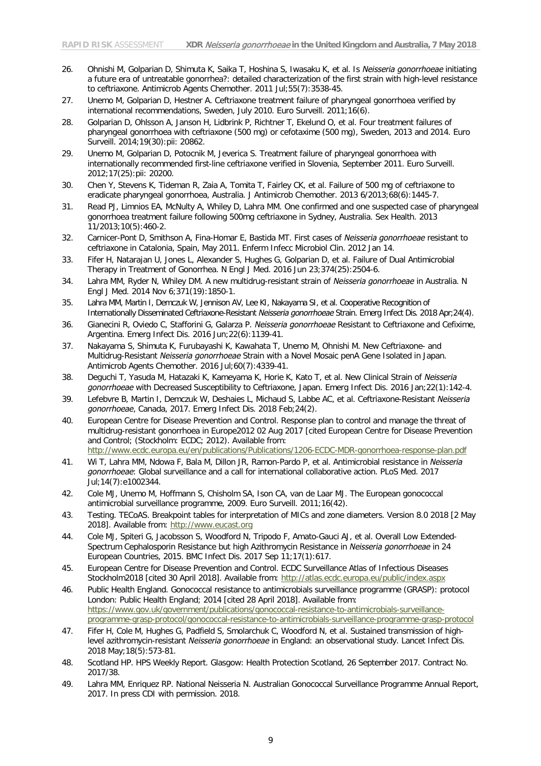26. Ohnishi M, Golparian D, Shimuta K, Saika T, Hoshina S, Iwasaku K, et al. Is *Neisseria gonorrhoeae* initiating a future era of untreatable gonorrhea?: detailed characterization of the first strain with high-level resistance to ceftriaxone. Antimicrob Agents Chemother. 2011 Jul;55(7):3538-45.
27. Unemo M, Golparian D, Hestner A. Ceftriaxone treatment failure of pharyngeal gonorrhoea verified by international recommendations, Sweden, July 2010. Euro Surveill. 2011;16(6).
28. Golparian D, Ohlsson A, Janson H, Lidbrink P, Richtner T, Ekelund O, et al. Four treatment failures of pharyngeal gonorrhoea with ceftriaxone (500 mg) or cefotaxime (500 mg), Sweden, 2013 and 2014. Euro Surveill. 2014;19(30):pii: 20862.
29. Unemo M, Golparian D, Potocnik M, Jeverica S. Treatment failure of pharyngeal gonorrhoea with internationally recommended first-line ceftriaxone verified in Slovenia, September 2011. Euro Surveill. 2012;17(25):pii: 20200.
30. Chen Y, Stevens K, Tideman R, Zaia A, Tomita T, Fairley CK, et al. Failure of 500 mg of ceftriaxone to eradicate pharyngeal gonorrhoea, Australia. J Antimicrob Chemother. 2013 6/2013;68(6):1445-7.
31. Read PJ, Limnios EA, McNulty A, Whiley D, Lahra MM. One confirmed and one suspected case of pharyngeal gonorrhoea treatment failure following 500mg ceftriaxone in Sydney, Australia. Sex Health. 2013 11/2013;10(5):460-2.
32. Carnicer-Pont D, Smithson A, Fina-Homar E, Bastida MT. First cases of *Neisseria gonorrhoeae* resistant to ceftriaxone in Catalonia, Spain, May 2011. Enferm Infecc Microbiol Clin. 2012 Jan 14.
33. Fifer H, Natarajan U, Jones L, Alexander S, Hughes G, Golparian D, et al. Failure of Dual Antimicrobial Therapy in Treatment of Gonorrhea. N Engl J Med. 2016 Jun 23;374(25):2504-6.
34. Lahra MM, Ryder N, Whiley DM. A new multidrug-resistant strain of *Neisseria gonorrhoeae* in Australia. N Engl J Med. 2014 Nov 6;371(19):1850-1.
35. Lahra MM, Martin I, Demczuk W, Jennison AV, Lee KI, Nakayama SI, et al. Cooperative Recognition of Internationally Disseminated Ceftriaxone-Resistant *Neisseria gonorrhoeae* Strain. Emerg Infect Dis. 2018 Apr;24(4).
36. Gianecini R, Oviedo C, Stafforini G, Galarza P. *Neisseria gonorrhoeae* Resistant to Ceftriaxone and Cefixime, Argentina. Emerg Infect Dis. 2016 Jun;22(6):1139-41.
37. Nakayama S, Shimuta K, Furubayashi K, Kawahata T, Unemo M, Ohnishi M. New Ceftriaxone- and Multidrug-Resistant *Neisseria gonorrhoeae* Strain with a Novel Mosaic penA Gene Isolated in Japan. Antimicrob Agents Chemother. 2016 Jul;60(7):4339-41.
38. Deguchi T, Yasuda M, Hatazaki K, Kameyama K, Horie K, Kato T, et al. New Clinical Strain of *Neisseria gonorrhoeae* with Decreased Susceptibility to Ceftriaxone, Japan. Emerg Infect Dis. 2016 Jan;22(1):142-4.
39. Lefebvre B, Martin I, Demczuk W, Deshaies L, Michaud S, Labbe AC, et al. Ceftriaxone-Resistant *Neisseria gonorrhoeae*, Canada, 2017. Emerg Infect Dis. 2018 Feb;24(2).
40. European Centre for Disease Prevention and Control. Response plan to control and manage the threat of multidrug-resistant gonorrhoea in Europe2012 02 Aug 2017 [cited European Centre for Disease Prevention and Control; (Stockholm: ECDC; 2012). Available from: http://www.ecdc.europa.eu/en/publications/Publications/1206-ECDC-MDR-gonorrhoea-response-plan.pdf
41. Wi T, Lahra MM, Ndowa F, Bala M, Dillon JR, Ramon-Pardo P, et al. Antimicrobial resistance in *Neisseria gonorrhoeae*: Global surveillance and a call for international collaborative action. PLoS Med. 2017 Jul;14(7):e1002344.
42. Cole MJ, Unemo M, Hoffmann S, Chisholm SA, Ison CA, van de Laar MJ. The European gonococcal antimicrobial surveillance programme, 2009. Euro Surveill. 2011;16(42).
43. Testing. TECoAS. Breakpoint tables for interpretation of MICs and zone diameters. Version 8.0 2018 [2 May 2018]. Available from: http://www.eucast.org
44. Cole MJ, Spiteri G, Jacobsson S, Woodford N, Tripodo F, Amato-Gauci AJ, et al. Overall Low Extended-Spectrum Cephalosporin Resistance but high Azithromycin Resistance in *Neisseria gonorrhoeae* in 24 European Countries, 2015. BMC Infect Dis. 2017 Sep 11;17(1):617.
45. European Centre for Disease Prevention and Control. ECDC Surveillance Atlas of Infectious Diseases Stockholm2018 [cited 30 April 2018]. Available from: http://atlas.ecdc.europa.eu/public/index.aspx
46. Public Health England. Gonococcal resistance to antimicrobials surveillance programme (GRASP): protocol London: Public Health England; 2014 [cited 28 April 2018]. Available from: https://www.gov.uk/government/publications/gonococcal-resistance-to-antimicrobials-surveillance-programme-grasp-protocol/gonococcal-resistance-to-antimicrobials-surveillance-programme-grasp-protocol
47. Fifer H, Cole M, Hughes G, Padfield S, Smolarchuk C, Woodford N, et al. Sustained transmission of high-level azithromycin-resistant *Neisseria gonorrhoeae* in England: an observational study. Lancet Infect Dis. 2018 May;18(5):573-81.
48. Scotland HP. HPS Weekly Report. Glasgow: Health Protection Scotland, 26 September 2017. Contract No. 2017/38.
49. Lahra MM, Enriquez RP. National Neisseria N. Australian Gonococcal Surveillance Programme Annual Report, 2017. In press CDI with permission. 2018.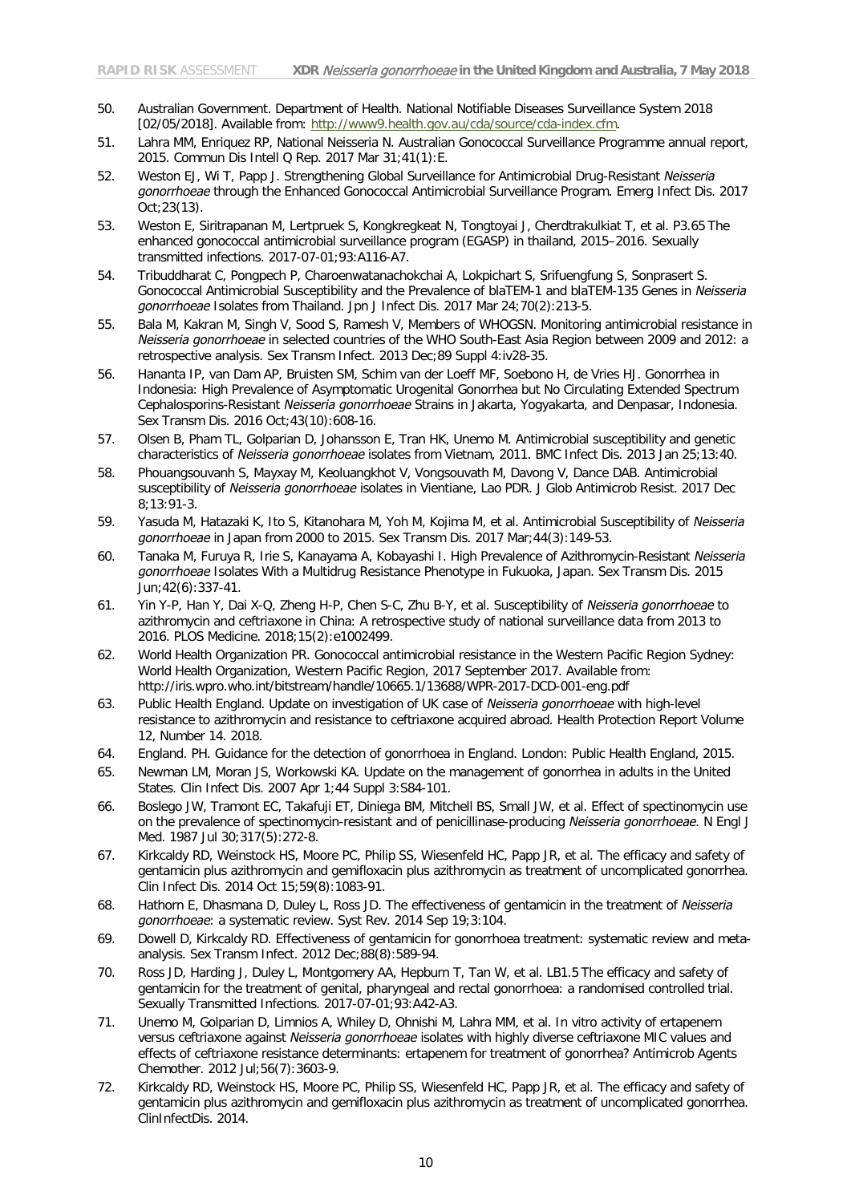50. Australian Government. Department of Health. National Notifiable Diseases Surveillance System 2018 [02/05/2018]. Available from: http://www9.health.gov.au/cda/source/cda-index.cfm.
51. Lahra MM, Enriquez RP, National Neisseria N. Australian Gonococcal Surveillance Programme annual report, 2015. Commun Dis Intell Q Rep. 2017 Mar 31;41(1):E.
52. Weston EJ, Wi T, Papp J. Strengthening Global Surveillance for Antimicrobial Drug-Resistant *Neisseria gonorrhoeae* through the Enhanced Gonococcal Antimicrobial Surveillance Program. Emerg Infect Dis. 2017 Oct;23(13).
53. Weston E, Siritrapanan M, Lertpruek S, Kongkregkeat N, Tongtoyai J, Cherdtrakulkiat T, et al. P3.65 The enhanced gonococcal antimicrobial surveillance program (EGASP) in thailand, 2015–2016. Sexually transmitted infections. 2017-07-01;93:A116-A7.
54. Tribuddharat C, Pongpech P, Charoenwatanachokchai A, Lokpichart S, Srifuengfung S, Sonprasert S. Gonococcal Antimicrobial Susceptibility and the Prevalence of blaTEM-1 and blaTEM-135 Genes in *Neisseria gonorrhoeae* Isolates from Thailand. Jpn J Infect Dis. 2017 Mar 24;70(2):213-5.
55. Bala M, Kakran M, Singh V, Sood S, Ramesh V, Members of WHOGSN. Monitoring antimicrobial resistance in *Neisseria gonorrhoeae* in selected countries of the WHO South-East Asia Region between 2009 and 2012: a retrospective analysis. Sex Transm Infect. 2013 Dec;89 Suppl 4:iv28-35.
56. Hananta IP, van Dam AP, Bruisten SM, Schim van der Loeff MF, Soebono H, de Vries HJ. Gonorrhea in Indonesia: High Prevalence of Asymptomatic Urogenital Gonorrhea but No Circulating Extended Spectrum Cephalosporins-Resistant *Neisseria gonorrhoeae* Strains in Jakarta, Yogyakarta, and Denpasar, Indonesia. Sex Transm Dis. 2016 Oct;43(10):608-16.
57. Olsen B, Pham TL, Golparian D, Johansson E, Tran HK, Unemo M. Antimicrobial susceptibility and genetic characteristics of *Neisseria gonorrhoeae* isolates from Vietnam, 2011. BMC Infect Dis. 2013 Jan 25;13:40.
58. Phouangsouvanh S, Mayxay M, Keoluangkhot V, Vongsouvath M, Davong V, Dance DAB. Antimicrobial susceptibility of *Neisseria gonorrhoeae* isolates in Vientiane, Lao PDR. J Glob Antimicrob Resist. 2017 Dec 8;13:91-3.
59. Yasuda M, Hatazaki K, Ito S, Kitanohara M, Yoh M, Kojima M, et al. Antimicrobial Susceptibility of *Neisseria gonorrhoeae* in Japan from 2000 to 2015. Sex Transm Dis. 2017 Mar;44(3):149-53.
60. Tanaka M, Furuya R, Irie S, Kanayama A, Kobayashi I. High Prevalence of Azithromycin-Resistant *Neisseria gonorrhoeae* Isolates With a Multidrug Resistance Phenotype in Fukuoka, Japan. Sex Transm Dis. 2015 Jun;42(6):337-41.
61. Yin Y-P, Han Y, Dai X-Q, Zheng H-P, Chen S-C, Zhu B-Y, et al. Susceptibility of *Neisseria gonorrhoeae* to azithromycin and ceftriaxone in China: A retrospective study of national surveillance data from 2013 to 2016. PLOS Medicine. 2018;15(2):e1002499.
62. World Health Organization PR. Gonococcal antimicrobial resistance in the Western Pacific Region Sydney: World Health Organization, Western Pacific Region, 2017 September 2017. Available from: http://iris.wpro.who.int/bitstream/handle/10665.1/13688/WPR-2017-DCD-001-eng.pdf
63. Public Health England. Update on investigation of UK case of *Neisseria gonorrhoeae* with high-level resistance to azithromycin and resistance to ceftriaxone acquired abroad. Health Protection Report Volume 12, Number 14. 2018.
64. England. PH. Guidance for the detection of gonorrhoea in England. London: Public Health England, 2015.
65. Newman LM, Moran JS, Workowski KA. Update on the management of gonorrhea in adults in the United States. Clin Infect Dis. 2007 Apr 1;44 Suppl 3:S84-101.
66. Boslego JW, Tramont EC, Takafuji ET, Diniega BM, Mitchell BS, Small JW, et al. Effect of spectinomycin use on the prevalence of spectinomycin-resistant and of penicillinase-producing *Neisseria gonorrhoeae*. N Engl J Med. 1987 Jul 30;317(5):272-8.
67. Kirkcaldy RD, Weinstock HS, Moore PC, Philip SS, Wiesenfeld HC, Papp JR, et al. The efficacy and safety of gentamicin plus azithromycin and gemifloxacin plus azithromycin as treatment of uncomplicated gonorrhea. Clin Infect Dis. 2014 Oct 15;59(8):1083-91.
68. Hathorn E, Dhasmana D, Duley L, Ross JD. The effectiveness of gentamicin in the treatment of *Neisseria gonorrhoeae*: a systematic review. Syst Rev. 2014 Sep 19;3:104.
69. Dowell D, Kirkcaldy RD. Effectiveness of gentamicin for gonorrhoea treatment: systematic review and meta-analysis. Sex Transm Infect. 2012 Dec;88(8):589-94.
70. Ross JD, Harding J, Duley L, Montgomery AA, Hepburn T, Tan W, et al. LB1.5 The efficacy and safety of gentamicin for the treatment of genital, pharyngeal and rectal gonorrhoea: a randomised controlled trial. Sexually Transmitted Infections. 2017-07-01;93:A42-A3.
71. Unemo M, Golparian D, Limnios A, Whiley D, Ohnishi M, Lahra MM, et al. In vitro activity of ertapenem versus ceftriaxone against *Neisseria gonorrhoeae* isolates with highly diverse ceftriaxone MIC values and effects of ceftriaxone resistance determinants: ertapenem for treatment of gonorrhea? Antimicrob Agents Chemother. 2012 Jul;56(7):3603-9.
72. Kirkcaldy RD, Weinstock HS, Moore PC, Philip SS, Wiesenfeld HC, Papp JR, et al. The efficacy and safety of gentamicin plus azithromycin and gemifloxacin plus azithromycin as treatment of uncomplicated gonorrhea. ClinInfectDis. 2014.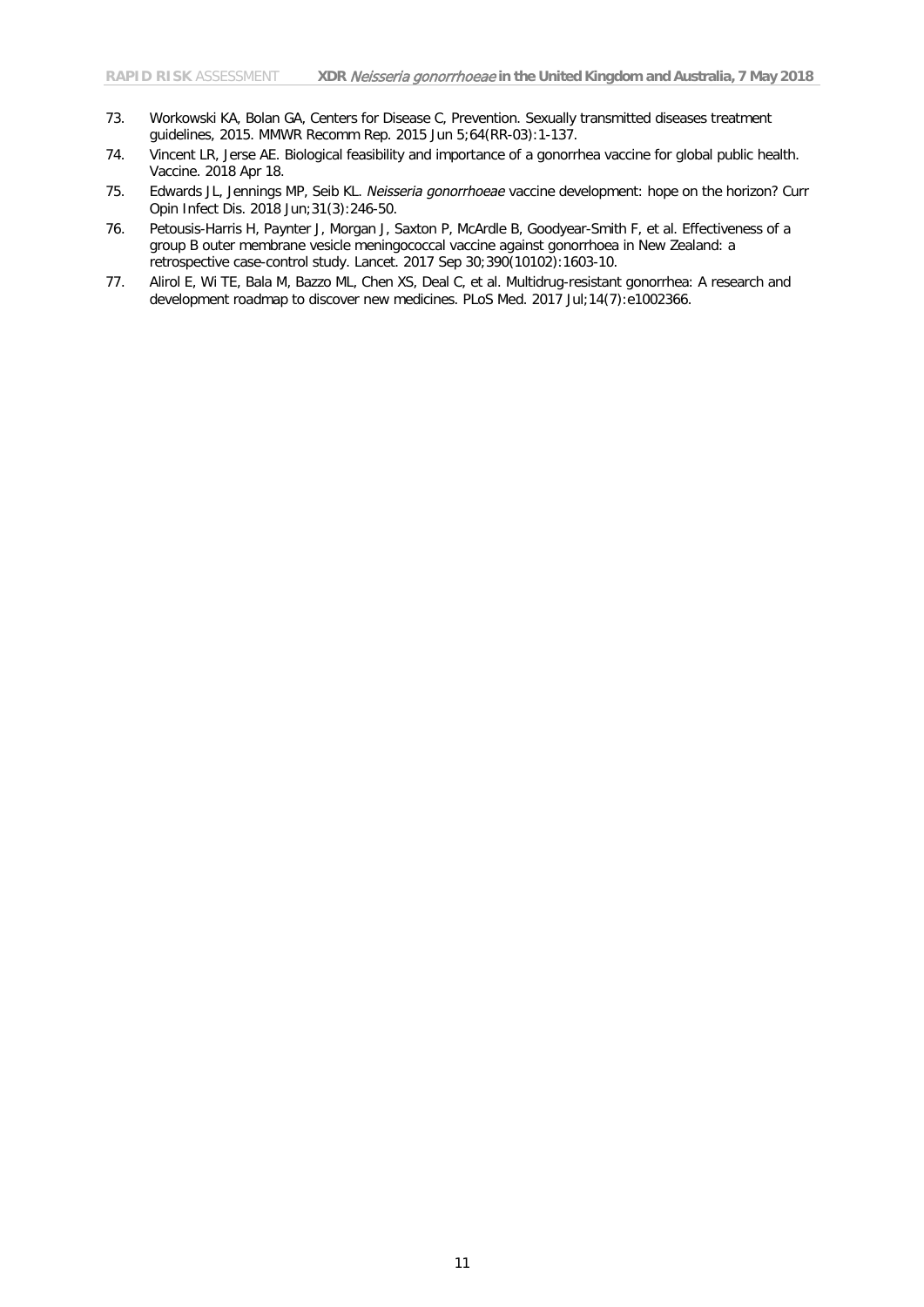73. Workowski KA, Bolan GA, Centers for Disease C, Prevention. Sexually transmitted diseases treatment guidelines, 2015. MMWR Recomm Rep. 2015 Jun 5;64(RR-03):1-137.
74. Vincent LR, Jerse AE. Biological feasibility and importance of a gonorrhea vaccine for global public health. Vaccine. 2018 Apr 18.
75. Edwards JL, Jennings MP, Seib KL. *Neisseria gonorrhoeae* vaccine development: hope on the horizon? Curr Opin Infect Dis. 2018 Jun;31(3):246-50.
76. Petousis-Harris H, Paynter J, Morgan J, Saxton P, McArdle B, Goodyear-Smith F, et al. Effectiveness of a group B outer membrane vesicle meningococcal vaccine against gonorrhoea in New Zealand: a retrospective case-control study. Lancet. 2017 Sep 30;390(10102):1603-10.
77. Alirol E, Wi TE, Bala M, Bazzo ML, Chen XS, Deal C, et al. Multidrug-resistant gonorrhea: A research and development roadmap to discover new medicines. PLoS Med. 2017 Jul;14(7):e1002366.